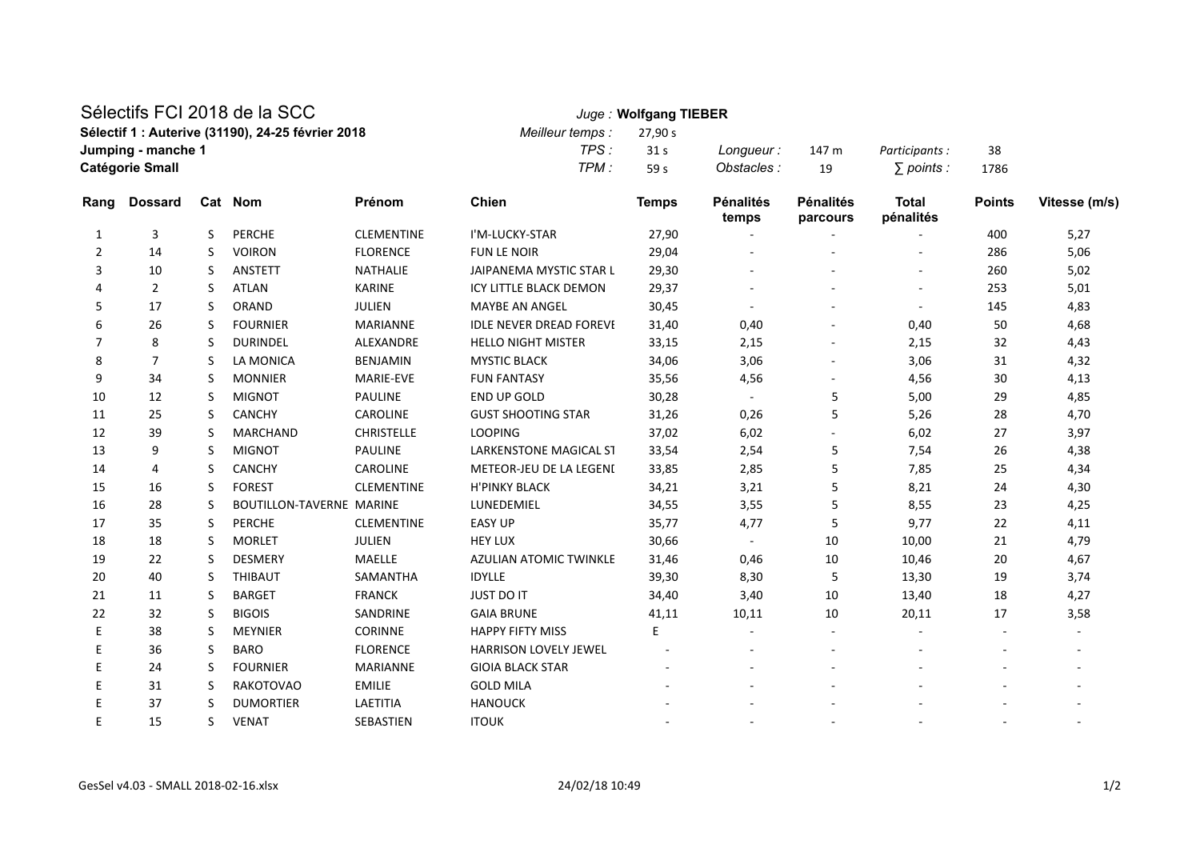# Sélectifs FCI 2018 de la SCC

**Sélectif 1 : Auterive (31190), 24-25 février 2018**

**Jumping - manche 1**

**Catégorie Small**

*Juge :* **Wolfgang TIEBER**

| | | | | | |
|---|---|---|---|---|---|
| *Meilleur temps :* | 27,90 s | | | | |
| *TPS :* | 31 s | *Longueur :* | 147 m | *Participants :* | 38 |
| *TPM :* | 59 s | *Obstacles :* | 19 | *∑ points :* | 1786 |

| Rang | Dossard | Cat | Nom | Prénom | Chien | Temps | Pénalités temps | Pénalités parcours | Total pénalités | Points | Vitesse (m/s) |
|---|---|---|---|---|---|---|---|---|---|---|---|
| 1 | 3 | S | PERCHE | CLEMENTINE | I'M-LUCKY-STAR | 27,90 | - | - | - | 400 | 5,27 |
| 2 | 14 | S | VOIRON | FLORENCE | FUN LE NOIR | 29,04 | - | - | - | 286 | 5,06 |
| 3 | 10 | S | ANSTETT | NATHALIE | JAIPANEMA MYSTIC STAR L | 29,30 | - | - | - | 260 | 5,02 |
| 4 | 2 | S | ATLAN | KARINE | ICY LITTLE BLACK DEMON | 29,37 | - | - | - | 253 | 5,01 |
| 5 | 17 | S | ORAND | JULIEN | MAYBE AN ANGEL | 30,45 | - | - | - | 145 | 4,83 |
| 6 | 26 | S | FOURNIER | MARIANNE | IDLE NEVER DREAD FOREVE | 31,40 | 0,40 | - | 0,40 | 50 | 4,68 |
| 7 | 8 | S | DURINDEL | ALEXANDRE | HELLO NIGHT MISTER | 33,15 | 2,15 | - | 2,15 | 32 | 4,43 |
| 8 | 7 | S | LA MONICA | BENJAMIN | MYSTIC BLACK | 34,06 | 3,06 | - | 3,06 | 31 | 4,32 |
| 9 | 34 | S | MONNIER | MARIE-EVE | FUN FANTASY | 35,56 | 4,56 | - | 4,56 | 30 | 4,13 |
| 10 | 12 | S | MIGNOT | PAULINE | END UP GOLD | 30,28 | - | 5 | 5,00 | 29 | 4,85 |
| 11 | 25 | S | CANCHY | CAROLINE | GUST SHOOTING STAR | 31,26 | 0,26 | 5 | 5,26 | 28 | 4,70 |
| 12 | 39 | S | MARCHAND | CHRISTELLE | LOOPING | 37,02 | 6,02 | - | 6,02 | 27 | 3,97 |
| 13 | 9 | S | MIGNOT | PAULINE | LARKENSTONE MAGICAL ST | 33,54 | 2,54 | 5 | 7,54 | 26 | 4,38 |
| 14 | 4 | S | CANCHY | CAROLINE | METEOR-JEU DE LA LEGENI | 33,85 | 2,85 | 5 | 7,85 | 25 | 4,34 |
| 15 | 16 | S | FOREST | CLEMENTINE | H'PINKY BLACK | 34,21 | 3,21 | 5 | 8,21 | 24 | 4,30 |
| 16 | 28 | S | BOUTILLON-TAVERNE | MARINE | LUNEDEMIEL | 34,55 | 3,55 | 5 | 8,55 | 23 | 4,25 |
| 17 | 35 | S | PERCHE | CLEMENTINE | EASY UP | 35,77 | 4,77 | 5 | 9,77 | 22 | 4,11 |
| 18 | 18 | S | MORLET | JULIEN | HEY LUX | 30,66 | - | 10 | 10,00 | 21 | 4,79 |
| 19 | 22 | S | DESMERY | MAELLE | AZULIAN ATOMIC TWINKLE | 31,46 | 0,46 | 10 | 10,46 | 20 | 4,67 |
| 20 | 40 | S | THIBAUT | SAMANTHA | IDYLLE | 39,30 | 8,30 | 5 | 13,30 | 19 | 3,74 |
| 21 | 11 | S | BARGET | FRANCK | JUST DO IT | 34,40 | 3,40 | 10 | 13,40 | 18 | 4,27 |
| 22 | 32 | S | BIGOIS | SANDRINE | GAIA BRUNE | 41,11 | 10,11 | 10 | 20,11 | 17 | 3,58 |
| E | 38 | S | MEYNIER | CORINNE | HAPPY FIFTY MISS | E | - | - | - | - | - |
| E | 36 | S | BARO | FLORENCE | HARRISON LOVELY JEWEL | - | - | - | - | - | - |
| E | 24 | S | FOURNIER | MARIANNE | GIOIA BLACK STAR | - | - | - | - | - | - |
| E | 31 | S | RAKOTOVAO | EMILIE | GOLD MILA | - | - | - | - | - | - |
| E | 37 | S | DUMORTIER | LAETITIA | HANOUCK | - | - | - | - | - | - |
| E | 15 | S | VENAT | SEBASTIEN | ITOUK | - | - | - | - | - | - |

GesSel v4.03 - SMALL 2018-02-16.xlsx 24/02/18 10:49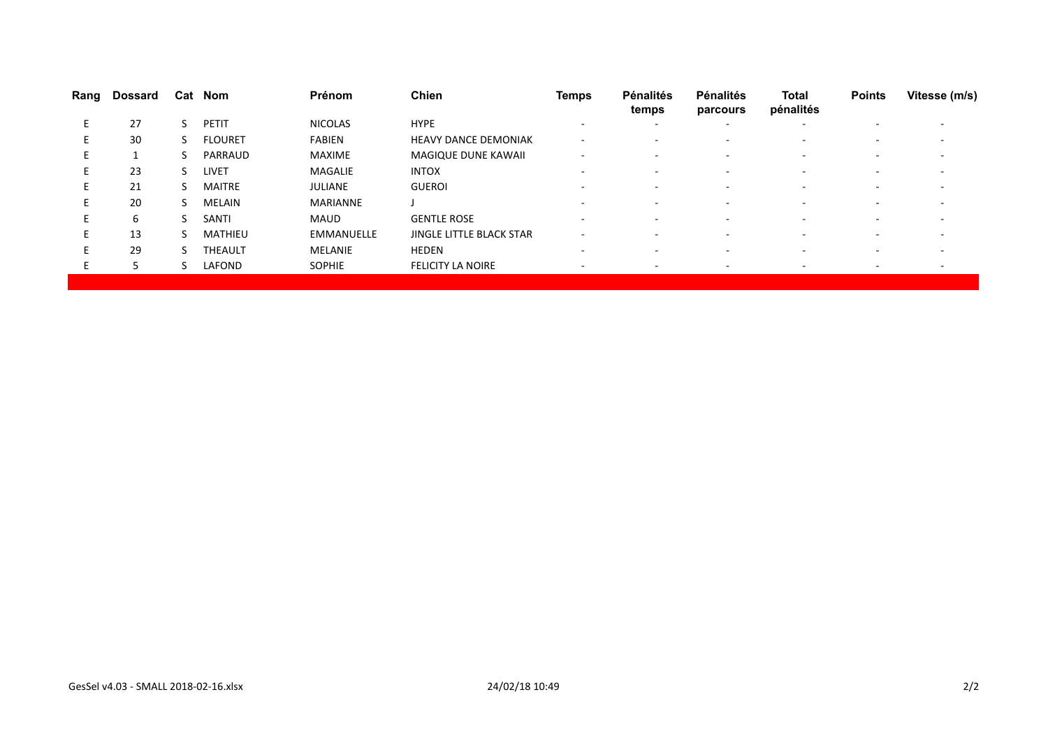| Rang | Dossard | Cat | Nom | Prénom | Chien | Temps | Pénalités temps | Pénalités parcours | Total pénalités | Points | Vitesse (m/s) |
| --- | --- | --- | --- | --- | --- | --- | --- | --- | --- | --- | --- |
| E | 27 | S | PETIT | NICOLAS | HYPE | - | - | - | - | - | - |
| E | 30 | S | FLOURET | FABIEN | HEAVY DANCE DEMONIAK | - | - | - | - | - | - |
| E | 1 | S | PARRAUD | MAXIME | MAGIQUE DUNE KAWAII | - | - | - | - | - | - |
| E | 23 | S | LIVET | MAGALIE | INTOX | - | - | - | - | - | - |
| E | 21 | S | MAITRE | JULIANE | GUEROI | - | - | - | - | - | - |
| E | 20 | S | MELAIN | MARIANNE | J | - | - | - | - | - | - |
| E | 6 | S | SANTI | MAUD | GENTLE ROSE | - | - | - | - | - | - |
| E | 13 | S | MATHIEU | EMMANUELLE | JINGLE LITTLE BLACK STAR | - | - | - | - | - | - |
| E | 29 | S | THEAULT | MELANIE | HEDEN | - | - | - | - | - | - |
| E | 5 | S | LAFOND | SOPHIE | FELICITY LA NOIRE | - | - | - | - | - | - |

GesSel v4.03 - SMALL 2018-02-16.xlsx

24/02/18 10:49